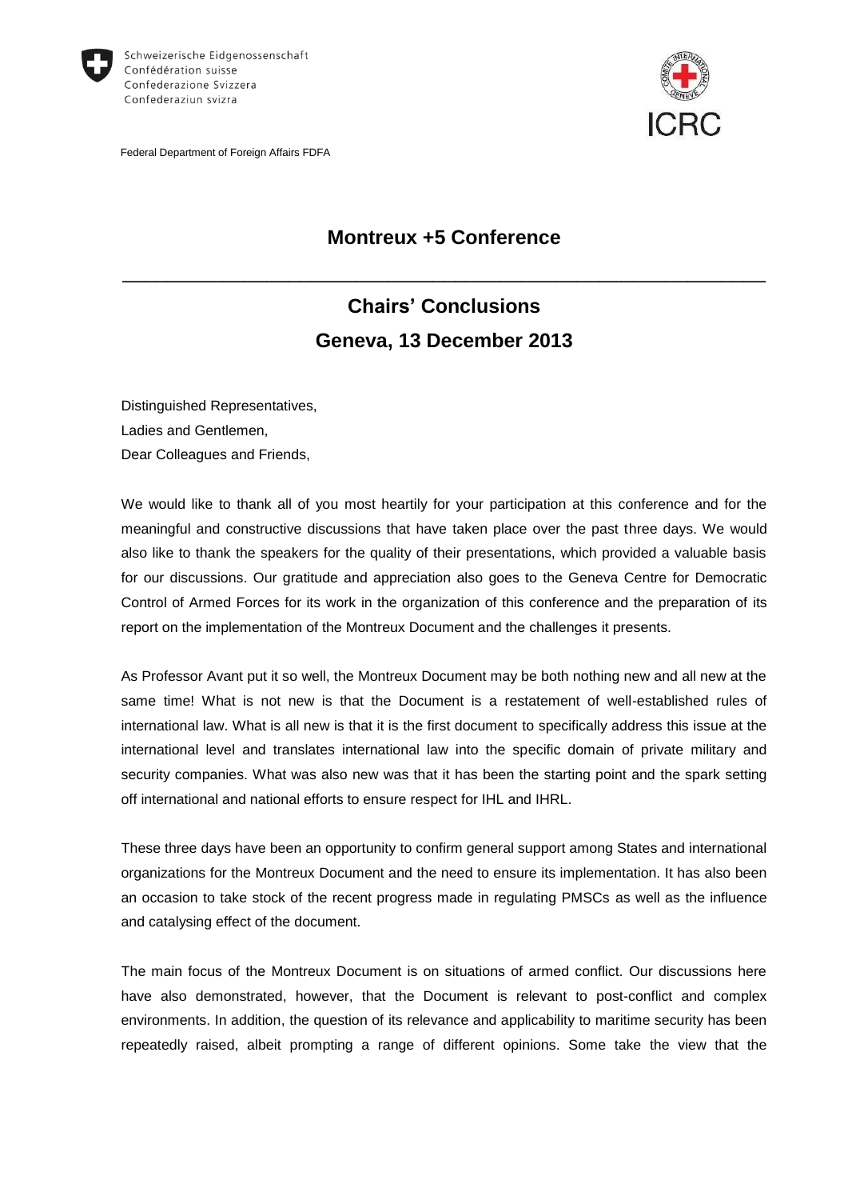Schweizerische Eidgenossenschaft
Confédération suisse
Confederazione Svizzera
Confederaziun svizra

Federal Department of Foreign Affairs FDFA

ICRC

# Montreux +5 Conference

## Chairs' Conclusions
## Geneva, 13 December 2013

Distinguished Representatives,
Ladies and Gentlemen,
Dear Colleagues and Friends,

We would like to thank all of you most heartily for your participation at this conference and for the meaningful and constructive discussions that have taken place over the past three days. We would also like to thank the speakers for the quality of their presentations, which provided a valuable basis for our discussions. Our gratitude and appreciation also goes to the Geneva Centre for Democratic Control of Armed Forces for its work in the organization of this conference and the preparation of its report on the implementation of the Montreux Document and the challenges it presents.

As Professor Avant put it so well, the Montreux Document may be both nothing new and all new at the same time! What is not new is that the Document is a restatement of well-established rules of international law. What is all new is that it is the first document to specifically address this issue at the international level and translates international law into the specific domain of private military and security companies. What was also new was that it has been the starting point and the spark setting off international and national efforts to ensure respect for IHL and IHRL.

These three days have been an opportunity to confirm general support among States and international organizations for the Montreux Document and the need to ensure its implementation. It has also been an occasion to take stock of the recent progress made in regulating PMSCs as well as the influence and catalysing effect of the document.

The main focus of the Montreux Document is on situations of armed conflict. Our discussions here have also demonstrated, however, that the Document is relevant to post-conflict and complex environments. In addition, the question of its relevance and applicability to maritime security has been repeatedly raised, albeit prompting a range of different opinions. Some take the view that the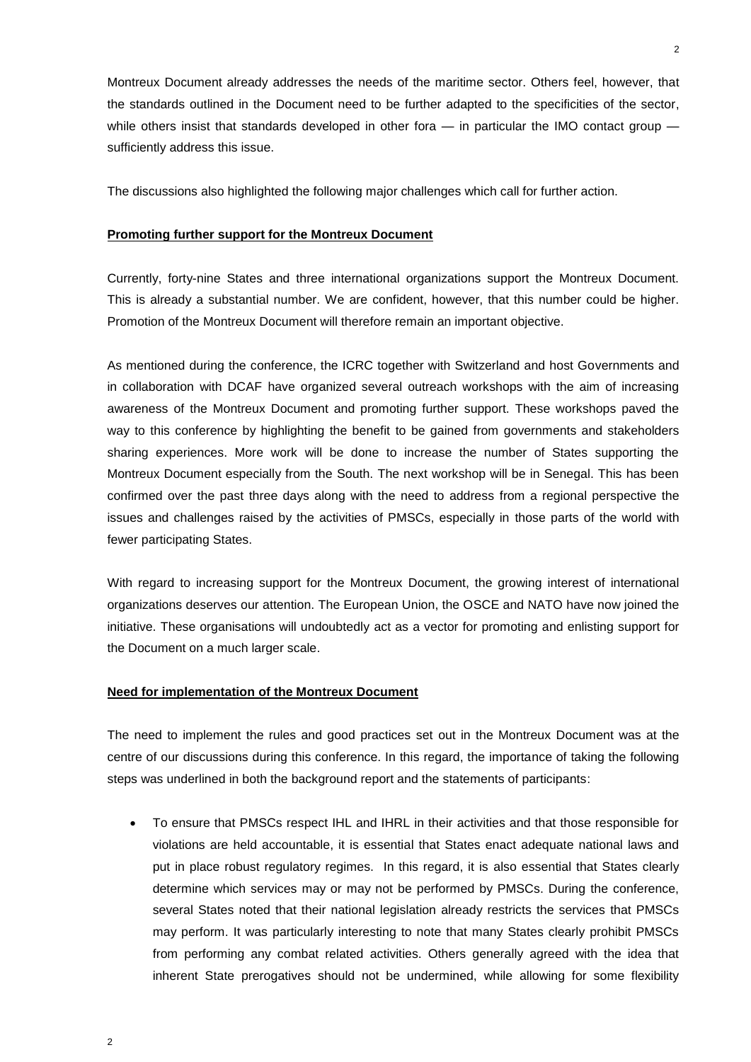Montreux Document already addresses the needs of the maritime sector. Others feel, however, that the standards outlined in the Document need to be further adapted to the specificities of the sector, while others insist that standards developed in other fora — in particular the IMO contact group — sufficiently address this issue.

The discussions also highlighted the following major challenges which call for further action.

**Promoting further support for the Montreux Document**

Currently, forty-nine States and three international organizations support the Montreux Document. This is already a substantial number. We are confident, however, that this number could be higher. Promotion of the Montreux Document will therefore remain an important objective.

As mentioned during the conference, the ICRC together with Switzerland and host Governments and in collaboration with DCAF have organized several outreach workshops with the aim of increasing awareness of the Montreux Document and promoting further support. These workshops paved the way to this conference by highlighting the benefit to be gained from governments and stakeholders sharing experiences. More work will be done to increase the number of States supporting the Montreux Document especially from the South. The next workshop will be in Senegal. This has been confirmed over the past three days along with the need to address from a regional perspective the issues and challenges raised by the activities of PMSCs, especially in those parts of the world with fewer participating States.

With regard to increasing support for the Montreux Document, the growing interest of international organizations deserves our attention. The European Union, the OSCE and NATO have now joined the initiative. These organisations will undoubtedly act as a vector for promoting and enlisting support for the Document on a much larger scale.

**Need for implementation of the Montreux Document**

The need to implement the rules and good practices set out in the Montreux Document was at the centre of our discussions during this conference. In this regard, the importance of taking the following steps was underlined in both the background report and the statements of participants:

- To ensure that PMSCs respect IHL and IHRL in their activities and that those responsible for violations are held accountable, it is essential that States enact adequate national laws and put in place robust regulatory regimes. In this regard, it is also essential that States clearly determine which services may or may not be performed by PMSCs. During the conference, several States noted that their national legislation already restricts the services that PMSCs may perform. It was particularly interesting to note that many States clearly prohibit PMSCs from performing any combat related activities. Others generally agreed with the idea that inherent State prerogatives should not be undermined, while allowing for some flexibility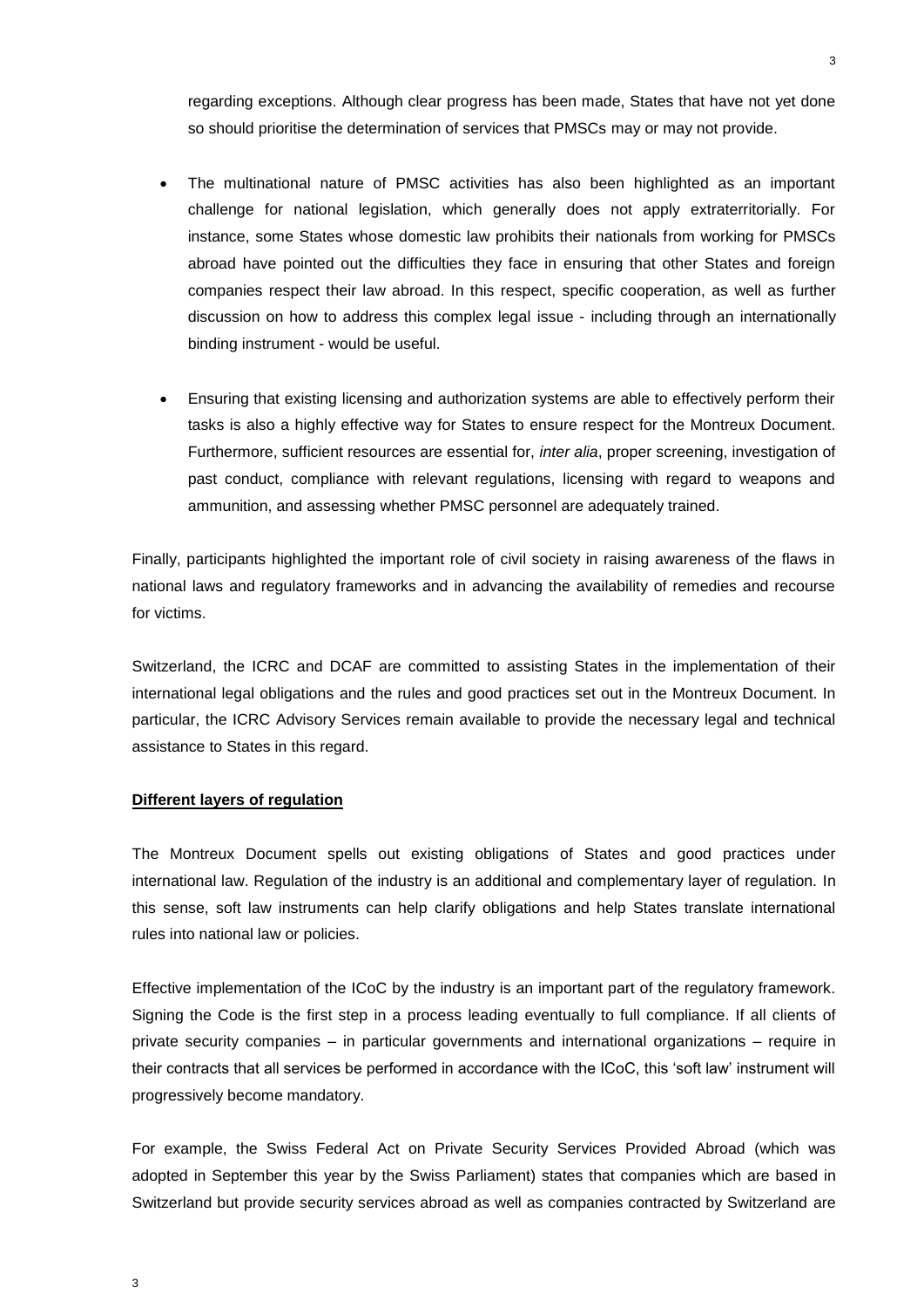regarding exceptions. Although clear progress has been made, States that have not yet done so should prioritise the determination of services that PMSCs may or may not provide.

- The multinational nature of PMSC activities has also been highlighted as an important challenge for national legislation, which generally does not apply extraterritorially. For instance, some States whose domestic law prohibits their nationals from working for PMSCs abroad have pointed out the difficulties they face in ensuring that other States and foreign companies respect their law abroad. In this respect, specific cooperation, as well as further discussion on how to address this complex legal issue - including through an internationally binding instrument - would be useful.

- Ensuring that existing licensing and authorization systems are able to effectively perform their tasks is also a highly effective way for States to ensure respect for the Montreux Document. Furthermore, sufficient resources are essential for, *inter alia*, proper screening, investigation of past conduct, compliance with relevant regulations, licensing with regard to weapons and ammunition, and assessing whether PMSC personnel are adequately trained.

Finally, participants highlighted the important role of civil society in raising awareness of the flaws in national laws and regulatory frameworks and in advancing the availability of remedies and recourse for victims.

Switzerland, the ICRC and DCAF are committed to assisting States in the implementation of their international legal obligations and the rules and good practices set out in the Montreux Document. In particular, the ICRC Advisory Services remain available to provide the necessary legal and technical assistance to States in this regard.

**Different layers of regulation**

The Montreux Document spells out existing obligations of States and good practices under international law. Regulation of the industry is an additional and complementary layer of regulation. In this sense, soft law instruments can help clarify obligations and help States translate international rules into national law or policies.

Effective implementation of the ICoC by the industry is an important part of the regulatory framework. Signing the Code is the first step in a process leading eventually to full compliance. If all clients of private security companies – in particular governments and international organizations – require in their contracts that all services be performed in accordance with the ICoC, this 'soft law' instrument will progressively become mandatory.

For example, the Swiss Federal Act on Private Security Services Provided Abroad (which was adopted in September this year by the Swiss Parliament) states that companies which are based in Switzerland but provide security services abroad as well as companies contracted by Switzerland are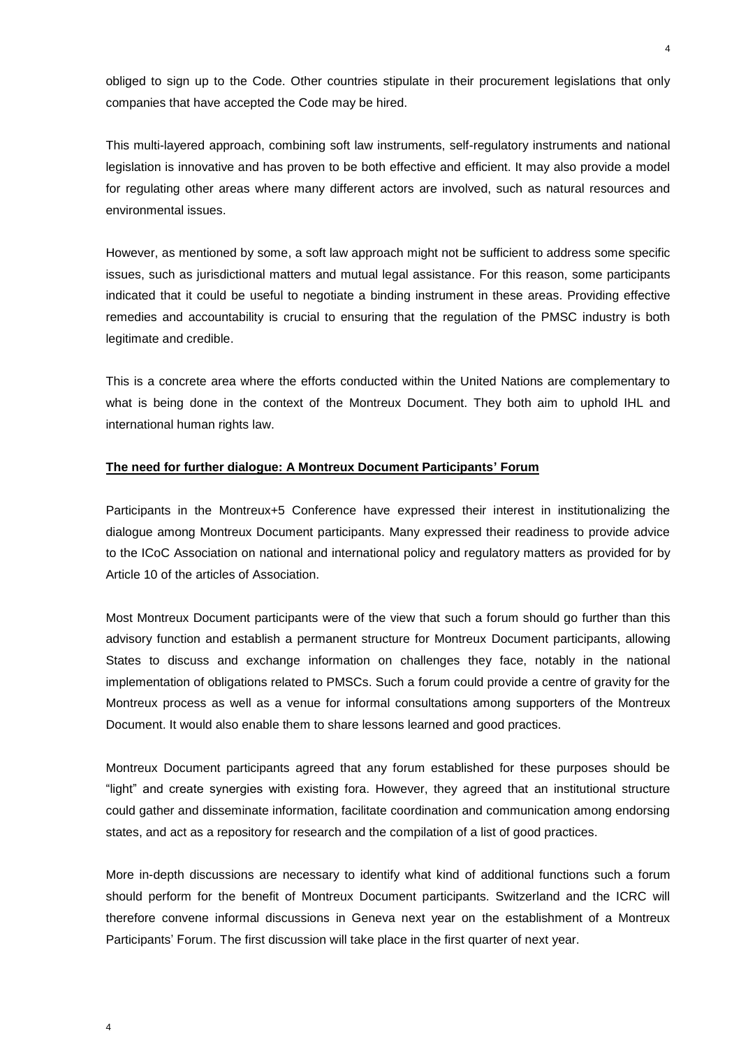obliged to sign up to the Code. Other countries stipulate in their procurement legislations that only companies that have accepted the Code may be hired.

This multi-layered approach, combining soft law instruments, self-regulatory instruments and national legislation is innovative and has proven to be both effective and efficient. It may also provide a model for regulating other areas where many different actors are involved, such as natural resources and environmental issues.

However, as mentioned by some, a soft law approach might not be sufficient to address some specific issues, such as jurisdictional matters and mutual legal assistance. For this reason, some participants indicated that it could be useful to negotiate a binding instrument in these areas. Providing effective remedies and accountability is crucial to ensuring that the regulation of the PMSC industry is both legitimate and credible.

This is a concrete area where the efforts conducted within the United Nations are complementary to what is being done in the context of the Montreux Document. They both aim to uphold IHL and international human rights law.

**The need for further dialogue: A Montreux Document Participants' Forum**

Participants in the Montreux+5 Conference have expressed their interest in institutionalizing the dialogue among Montreux Document participants. Many expressed their readiness to provide advice to the ICoC Association on national and international policy and regulatory matters as provided for by Article 10 of the articles of Association.

Most Montreux Document participants were of the view that such a forum should go further than this advisory function and establish a permanent structure for Montreux Document participants, allowing States to discuss and exchange information on challenges they face, notably in the national implementation of obligations related to PMSCs. Such a forum could provide a centre of gravity for the Montreux process as well as a venue for informal consultations among supporters of the Montreux Document. It would also enable them to share lessons learned and good practices.

Montreux Document participants agreed that any forum established for these purposes should be "light" and create synergies with existing fora. However, they agreed that an institutional structure could gather and disseminate information, facilitate coordination and communication among endorsing states, and act as a repository for research and the compilation of a list of good practices.

More in-depth discussions are necessary to identify what kind of additional functions such a forum should perform for the benefit of Montreux Document participants. Switzerland and the ICRC will therefore convene informal discussions in Geneva next year on the establishment of a Montreux Participants' Forum. The first discussion will take place in the first quarter of next year.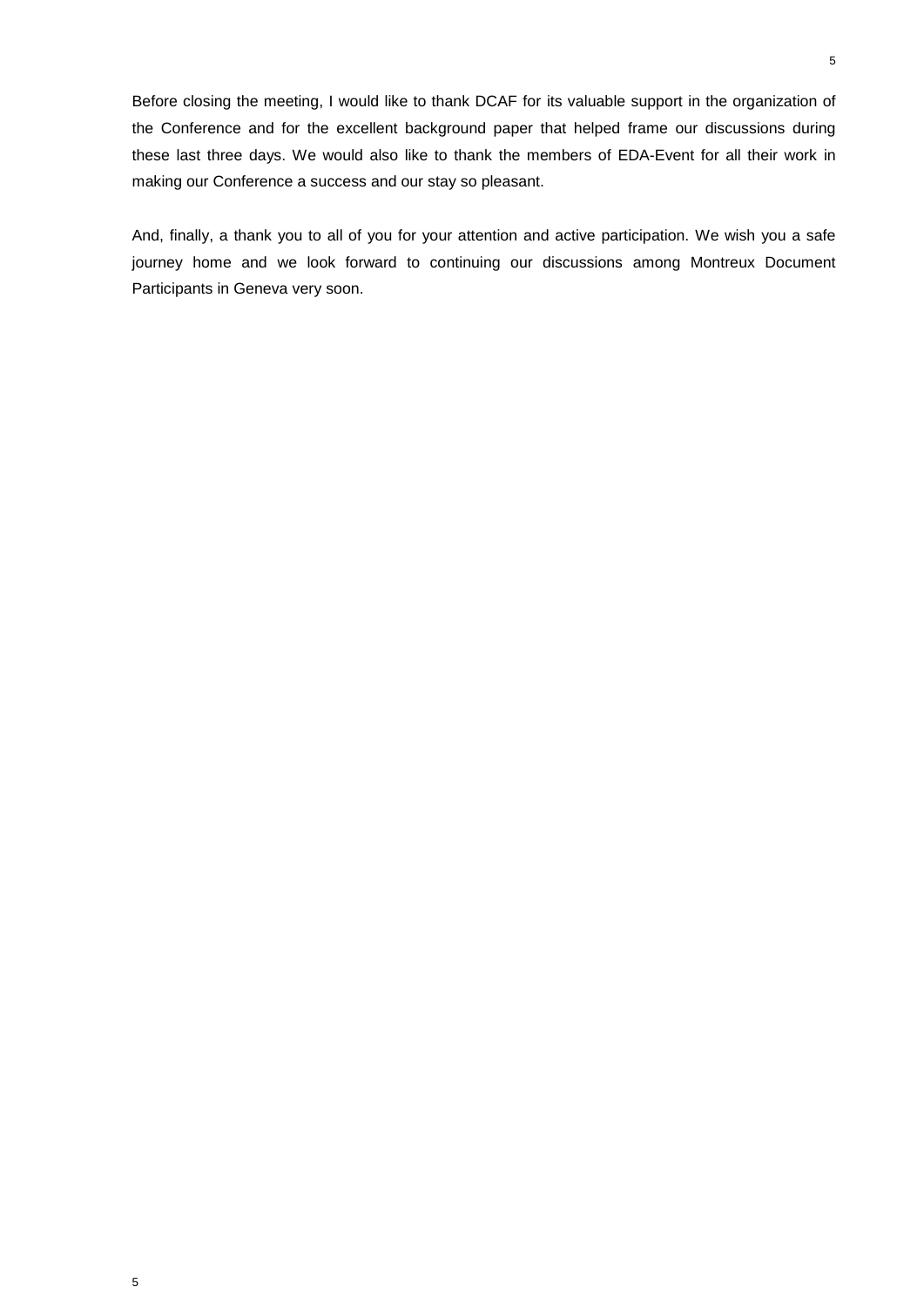Before closing the meeting, I would like to thank DCAF for its valuable support in the organization of the Conference and for the excellent background paper that helped frame our discussions during these last three days. We would also like to thank the members of EDA-Event for all their work in making our Conference a success and our stay so pleasant.

And, finally, a thank you to all of you for your attention and active participation. We wish you a safe journey home and we look forward to continuing our discussions among Montreux Document Participants in Geneva very soon.